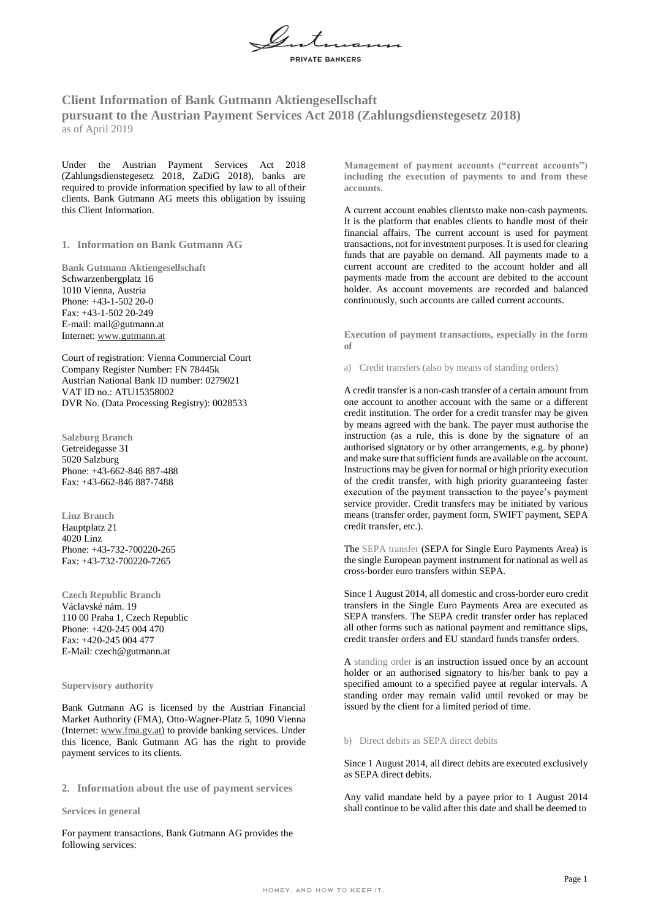# Client Information of Bank Gutmann Aktiengesellschaft
## pursuant to the Austrian Payment Services Act 2018 (Zahlungsdienstegesetz 2018)
as of April 2019

Under the Austrian Payment Services Act 2018 (Zahlungsdienstegesetz 2018, ZaDiG 2018), banks are required to provide information specified by law to all of their clients. Bank Gutmann AG meets this obligation by issuing this Client Information.

### 1. Information on Bank Gutmann AG

**Bank Gutmann Aktiengesellschaft**
Schwarzenbergplatz 16
1010 Vienna, Austria
Phone: +43-1-502 20-0
Fax: +43-1-502 20-249
E-mail: mail@gutmann.at
Internet: www.gutmann.at

Court of registration: Vienna Commercial Court
Company Register Number: FN 78445k
Austrian National Bank ID number: 0279021
VAT ID no.: ATU15358002
DVR No. (Data Processing Registry): 0028533

**Salzburg Branch**
Getreidegasse 31
5020 Salzburg
Phone: +43-662-846 887-488
Fax: +43-662-846 887-7488

**Linz Branch**
Hauptplatz 21
4020 Linz
Phone: +43-732-700220-265
Fax: +43-732-700220-7265

**Czech Republic Branch**
Václavské nám. 19
110 00 Praha 1, Czech Republic
Phone: +420-245 004 470
Fax: +420-245 004 477
E-Mail: czech@gutmann.at

**Supervisory authority**

Bank Gutmann AG is licensed by the Austrian Financial Market Authority (FMA), Otto-Wagner-Platz 5, 1090 Vienna (Internet: www.fma.gv.at) to provide banking services. Under this licence, Bank Gutmann AG has the right to provide payment services to its clients.

### 2. Information about the use of payment services

**Services in general**

For payment transactions, Bank Gutmann AG provides the following services:

**Management of payment accounts ("current accounts") including the execution of payments to and from these accounts.**

A current account enables clients to make non-cash payments. It is the platform that enables clients to handle most of their financial affairs. The current account is used for payment transactions, not for investment purposes. It is used for clearing funds that are payable on demand. All payments made to a current account are credited to the account holder and all payments made from the account are debited to the account holder. As account movements are recorded and balanced continuously, such accounts are called current accounts.

**Execution of payment transactions, especially in the form of**

a) Credit transfers (also by means of standing orders)

A credit transfer is a non-cash transfer of a certain amount from one account to another account with the same or a different credit institution. The order for a credit transfer may be given by means agreed with the bank. The payer must authorise the instruction (as a rule, this is done by the signature of an authorised signatory or by other arrangements, e.g. by phone) and make sure that sufficient funds are available on the account. Instructions may be given for normal or high priority execution of the credit transfer, with high priority guaranteeing faster execution of the payment transaction to the payee's payment service provider. Credit transfers may be initiated by various means (transfer order, payment form, SWIFT payment, SEPA credit transfer, etc.).

The SEPA transfer (SEPA for Single Euro Payments Area) is the single European payment instrument for national as well as cross-border euro transfers within SEPA.

Since 1 August 2014, all domestic and cross-border euro credit transfers in the Single Euro Payments Area are executed as SEPA transfers. The SEPA credit transfer order has replaced all other forms such as national payment and remittance slips, credit transfer orders and EU standard funds transfer orders.

A standing order is an instruction issued once by an account holder or an authorised signatory to his/her bank to pay a specified amount to a specified payee at regular intervals. A standing order may remain valid until revoked or may be issued by the client for a limited period of time.

b) Direct debits as SEPA direct debits

Since 1 August 2014, all direct debits are executed exclusively as SEPA direct debits.

Any valid mandate held by a payee prior to 1 August 2014 shall continue to be valid after this date and shall be deemed to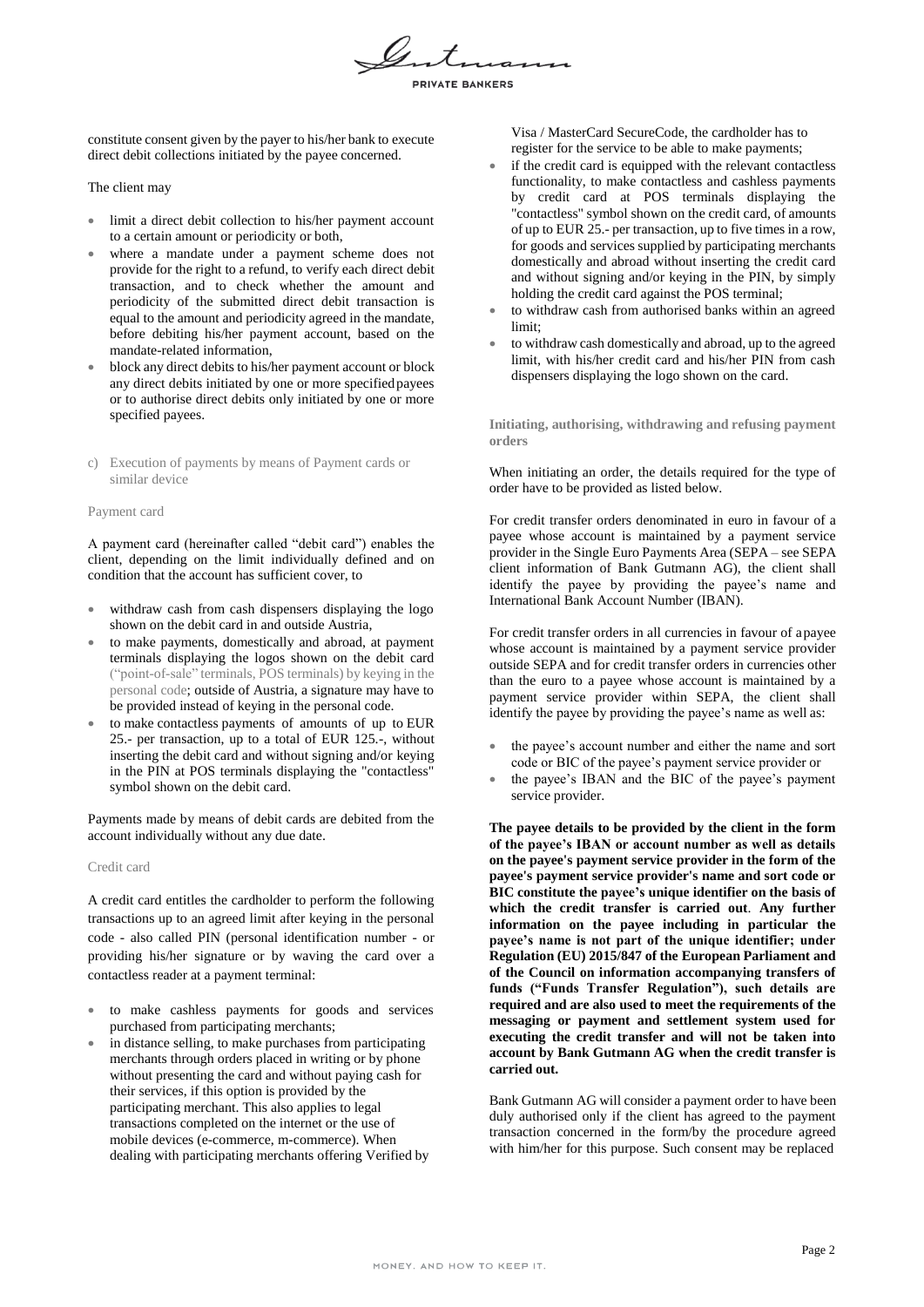constitute consent given by the payer to his/her bank to execute direct debit collections initiated by the payee concerned.

The client may

- limit a direct debit collection to his/her payment account to a certain amount or periodicity or both,
- where a mandate under a payment scheme does not provide for the right to a refund, to verify each direct debit transaction, and to check whether the amount and periodicity of the submitted direct debit transaction is equal to the amount and periodicity agreed in the mandate, before debiting his/her payment account, based on the mandate-related information,
- block any direct debits to his/her payment account or block any direct debits initiated by one or more specified payees or to authorise direct debits only initiated by one or more specified payees.

c) Execution of payments by means of Payment cards or similar device

Payment card

A payment card (hereinafter called "debit card") enables the client, depending on the limit individually defined and on condition that the account has sufficient cover, to

- withdraw cash from cash dispensers displaying the logo shown on the debit card in and outside Austria,
- to make payments, domestically and abroad, at payment terminals displaying the logos shown on the debit card ("point-of-sale" terminals, POS terminals) by keying in the personal code; outside of Austria, a signature may have to be provided instead of keying in the personal code.
- to make contactless payments of amounts of up to EUR 25.- per transaction, up to a total of EUR 125.-, without inserting the debit card and without signing and/or keying in the PIN at POS terminals displaying the "contactless" symbol shown on the debit card.

Payments made by means of debit cards are debited from the account individually without any due date.

Credit card

A credit card entitles the cardholder to perform the following transactions up to an agreed limit after keying in the personal code - also called PIN (personal identification number - or providing his/her signature or by waving the card over a contactless reader at a payment terminal:

- to make cashless payments for goods and services purchased from participating merchants;
- in distance selling, to make purchases from participating merchants through orders placed in writing or by phone without presenting the card and without paying cash for their services, if this option is provided by the participating merchant. This also applies to legal transactions completed on the internet or the use of mobile devices (e-commerce, m-commerce). When dealing with participating merchants offering Verified by Visa / MasterCard SecureCode, the cardholder has to register for the service to be able to make payments;
- if the credit card is equipped with the relevant contactless functionality, to make contactless and cashless payments by credit card at POS terminals displaying the "contactless" symbol shown on the credit card, of amounts of up to EUR 25.- per transaction, up to five times in a row, for goods and services supplied by participating merchants domestically and abroad without inserting the credit card and without signing and/or keying in the PIN, by simply holding the credit card against the POS terminal;
- to withdraw cash from authorised banks within an agreed limit;
- to withdraw cash domestically and abroad, up to the agreed limit, with his/her credit card and his/her PIN from cash dispensers displaying the logo shown on the card.

**Initiating, authorising, withdrawing and refusing payment orders**

When initiating an order, the details required for the type of order have to be provided as listed below.

For credit transfer orders denominated in euro in favour of a payee whose account is maintained by a payment service provider in the Single Euro Payments Area (SEPA – see SEPA client information of Bank Gutmann AG), the client shall identify the payee by providing the payee's name and International Bank Account Number (IBAN).

For credit transfer orders in all currencies in favour of a payee whose account is maintained by a payment service provider outside SEPA and for credit transfer orders in currencies other than the euro to a payee whose account is maintained by a payment service provider within SEPA, the client shall identify the payee by providing the payee's name as well as:

- the payee's account number and either the name and sort code or BIC of the payee's payment service provider or
- the payee's IBAN and the BIC of the payee's payment service provider.

**The payee details to be provided by the client in the form of the payee's IBAN or account number as well as details on the payee's payment service provider in the form of the payee's payment service provider's name and sort code or BIC constitute the payee's unique identifier on the basis of which the credit transfer is carried out. Any further information on the payee including in particular the payee's name is not part of the unique identifier; under Regulation (EU) 2015/847 of the European Parliament and of the Council on information accompanying transfers of funds ("Funds Transfer Regulation"), such details are required and are also used to meet the requirements of the messaging or payment and settlement system used for executing the credit transfer and will not be taken into account by Bank Gutmann AG when the credit transfer is carried out.**

Bank Gutmann AG will consider a payment order to have been duly authorised only if the client has agreed to the payment transaction concerned in the form/by the procedure agreed with him/her for this purpose. Such consent may be replaced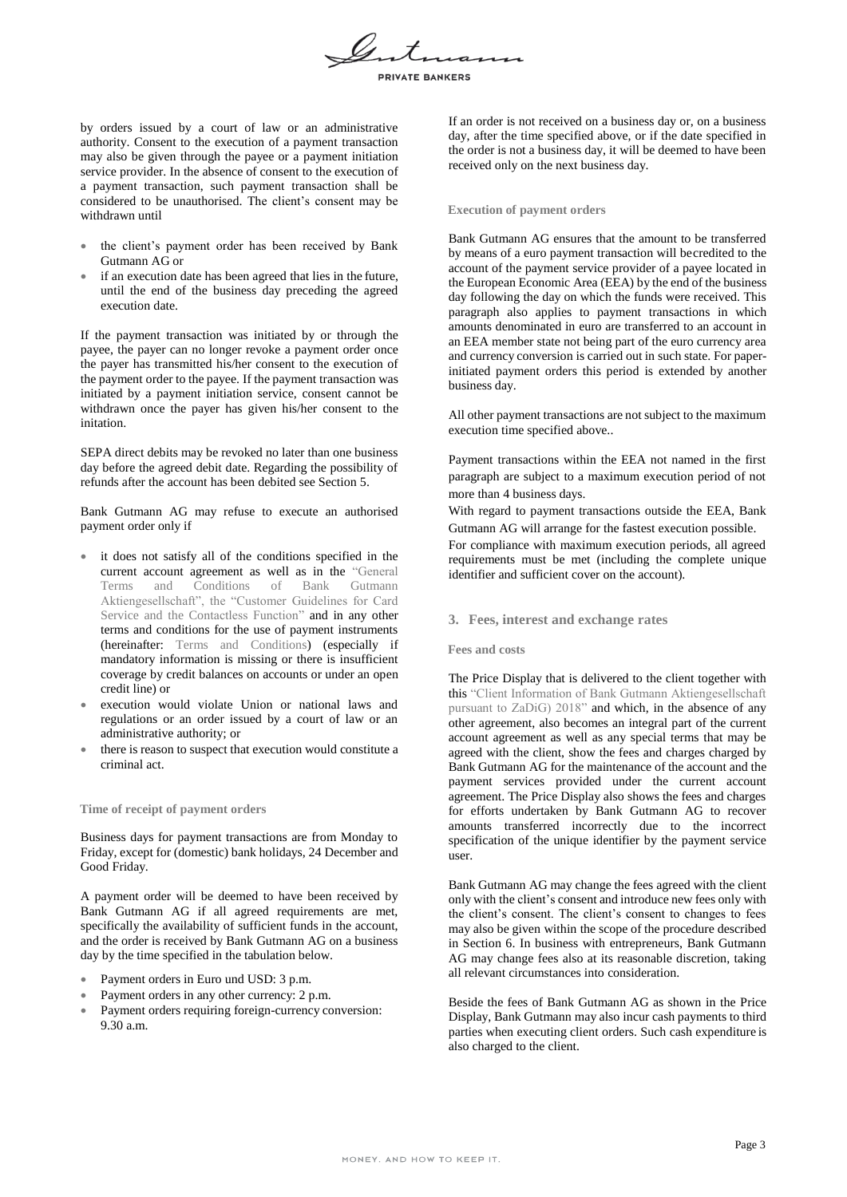by orders issued by a court of law or an administrative authority. Consent to the execution of a payment transaction may also be given through the payee or a payment initiation service provider. In the absence of consent to the execution of a payment transaction, such payment transaction shall be considered to be unauthorised. The client's consent may be withdrawn until

- the client's payment order has been received by Bank Gutmann AG or
- if an execution date has been agreed that lies in the future, until the end of the business day preceding the agreed execution date.

If the payment transaction was initiated by or through the payee, the payer can no longer revoke a payment order once the payer has transmitted his/her consent to the execution of the payment order to the payee. If the payment transaction was initiated by a payment initiation service, consent cannot be withdrawn once the payer has given his/her consent to the initation.

SEPA direct debits may be revoked no later than one business day before the agreed debit date. Regarding the possibility of refunds after the account has been debited see Section 5.

Bank Gutmann AG may refuse to execute an authorised payment order only if

- it does not satisfy all of the conditions specified in the current account agreement as well as in the "General Terms and Conditions of Bank Gutmann Aktiengesellschaft", the "Customer Guidelines for Card Service and the Contactless Function" and in any other terms and conditions for the use of payment instruments (hereinafter: Terms and Conditions) (especially if mandatory information is missing or there is insufficient coverage by credit balances on accounts or under an open credit line) or
- execution would violate Union or national laws and regulations or an order issued by a court of law or an administrative authority; or
- there is reason to suspect that execution would constitute a criminal act.

#### Time of receipt of payment orders

Business days for payment transactions are from Monday to Friday, except for (domestic) bank holidays, 24 December and Good Friday.

A payment order will be deemed to have been received by Bank Gutmann AG if all agreed requirements are met, specifically the availability of sufficient funds in the account, and the order is received by Bank Gutmann AG on a business day by the time specified in the tabulation below.

- Payment orders in Euro und USD: 3 p.m.
- Payment orders in any other currency: 2 p.m.
- Payment orders requiring foreign-currency conversion: 9.30 a.m.

If an order is not received on a business day or, on a business day, after the time specified above, or if the date specified in the order is not a business day, it will be deemed to have been received only on the next business day.

#### Execution of payment orders

Bank Gutmann AG ensures that the amount to be transferred by means of a euro payment transaction will becredited to the account of the payment service provider of a payee located in the European Economic Area (EEA) by the end of the business day following the day on which the funds were received. This paragraph also applies to payment transactions in which amounts denominated in euro are transferred to an account in an EEA member state not being part of the euro currency area and currency conversion is carried out in such state. For paper-initiated payment orders this period is extended by another business day.

All other payment transactions are not subject to the maximum execution time specified above..

Payment transactions within the EEA not named in the first paragraph are subject to a maximum execution period of not more than 4 business days.

With regard to payment transactions outside the EEA, Bank Gutmann AG will arrange for the fastest execution possible.

For compliance with maximum execution periods, all agreed requirements must be met (including the complete unique identifier and sufficient cover on the account).

### 3. Fees, interest and exchange rates

#### Fees and costs

The Price Display that is delivered to the client together with this "Client Information of Bank Gutmann Aktiengesellschaft pursuant to ZaDiG) 2018" and which, in the absence of any other agreement, also becomes an integral part of the current account agreement as well as any special terms that may be agreed with the client, show the fees and charges charged by Bank Gutmann AG for the maintenance of the account and the payment services provided under the current account agreement. The Price Display also shows the fees and charges for efforts undertaken by Bank Gutmann AG to recover amounts transferred incorrectly due to the incorrect specification of the unique identifier by the payment service user.

Bank Gutmann AG may change the fees agreed with the client only with the client's consent and introduce new fees only with the client's consent. The client's consent to changes to fees may also be given within the scope of the procedure described in Section 6. In business with entrepreneurs, Bank Gutmann AG may change fees also at its reasonable discretion, taking all relevant circumstances into consideration.

Beside the fees of Bank Gutmann AG as shown in the Price Display, Bank Gutmann may also incur cash payments to third parties when executing client orders. Such cash expenditure is also charged to the client.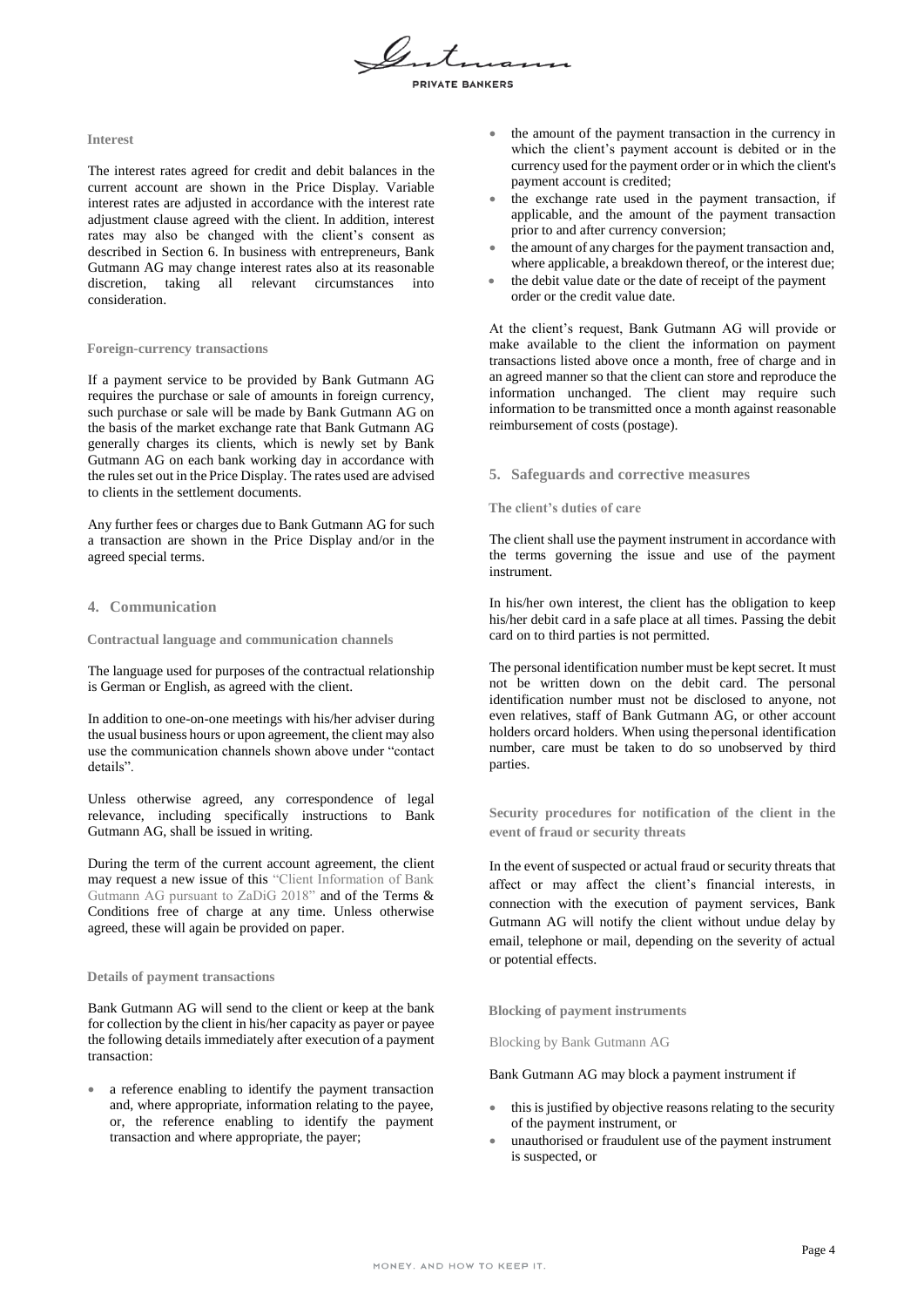### Interest

The interest rates agreed for credit and debit balances in the current account are shown in the Price Display. Variable interest rates are adjusted in accordance with the interest rate adjustment clause agreed with the client. In addition, interest rates may also be changed with the client's consent as described in Section 6. In business with entrepreneurs, Bank Gutmann AG may change interest rates also at its reasonable discretion, taking all relevant circumstances into consideration.

### Foreign-currency transactions

If a payment service to be provided by Bank Gutmann AG requires the purchase or sale of amounts in foreign currency, such purchase or sale will be made by Bank Gutmann AG on the basis of the market exchange rate that Bank Gutmann AG generally charges its clients, which is newly set by Bank Gutmann AG on each bank working day in accordance with the rules set out in the Price Display. The rates used are advised to clients in the settlement documents.

Any further fees or charges due to Bank Gutmann AG for such a transaction are shown in the Price Display and/or in the agreed special terms.

## 4. Communication

### Contractual language and communication channels

The language used for purposes of the contractual relationship is German or English, as agreed with the client.

In addition to one-on-one meetings with his/her adviser during the usual business hours or upon agreement, the client may also use the communication channels shown above under "contact details".

Unless otherwise agreed, any correspondence of legal relevance, including specifically instructions to Bank Gutmann AG, shall be issued in writing.

During the term of the current account agreement, the client may request a new issue of this "Client Information of Bank Gutmann AG pursuant to ZaDiG 2018" and of the Terms & Conditions free of charge at any time. Unless otherwise agreed, these will again be provided on paper.

### Details of payment transactions

Bank Gutmann AG will send to the client or keep at the bank for collection by the client in his/her capacity as payer or payee the following details immediately after execution of a payment transaction:

- a reference enabling to identify the payment transaction and, where appropriate, information relating to the payee, or, the reference enabling to identify the payment transaction and where appropriate, the payer;
- the amount of the payment transaction in the currency in which the client's payment account is debited or in the currency used for the payment order or in which the client's payment account is credited;
- the exchange rate used in the payment transaction, if applicable, and the amount of the payment transaction prior to and after currency conversion;
- the amount of any charges for the payment transaction and, where applicable, a breakdown thereof, or the interest due;
- the debit value date or the date of receipt of the payment order or the credit value date.

At the client's request, Bank Gutmann AG will provide or make available to the client the information on payment transactions listed above once a month, free of charge and in an agreed manner so that the client can store and reproduce the information unchanged. The client may require such information to be transmitted once a month against reasonable reimbursement of costs (postage).

## 5. Safeguards and corrective measures

### The client's duties of care

The client shall use the payment instrument in accordance with the terms governing the issue and use of the payment instrument.

In his/her own interest, the client has the obligation to keep his/her debit card in a safe place at all times. Passing the debit card on to third parties is not permitted.

The personal identification number must be kept secret. It must not be written down on the debit card. The personal identification number must not be disclosed to anyone, not even relatives, staff of Bank Gutmann AG, or other account holders orcard holders. When using thepersonal identification number, care must be taken to do so unobserved by third parties.

### Security procedures for notification of the client in the event of fraud or security threats

In the event of suspected or actual fraud or security threats that affect or may affect the client's financial interests, in connection with the execution of payment services, Bank Gutmann AG will notify the client without undue delay by email, telephone or mail, depending on the severity of actual or potential effects.

### Blocking of payment instruments

Blocking by Bank Gutmann AG

Bank Gutmann AG may block a payment instrument if

- this is justified by objective reasons relating to the security of the payment instrument, or
- unauthorised or fraudulent use of the payment instrument is suspected, or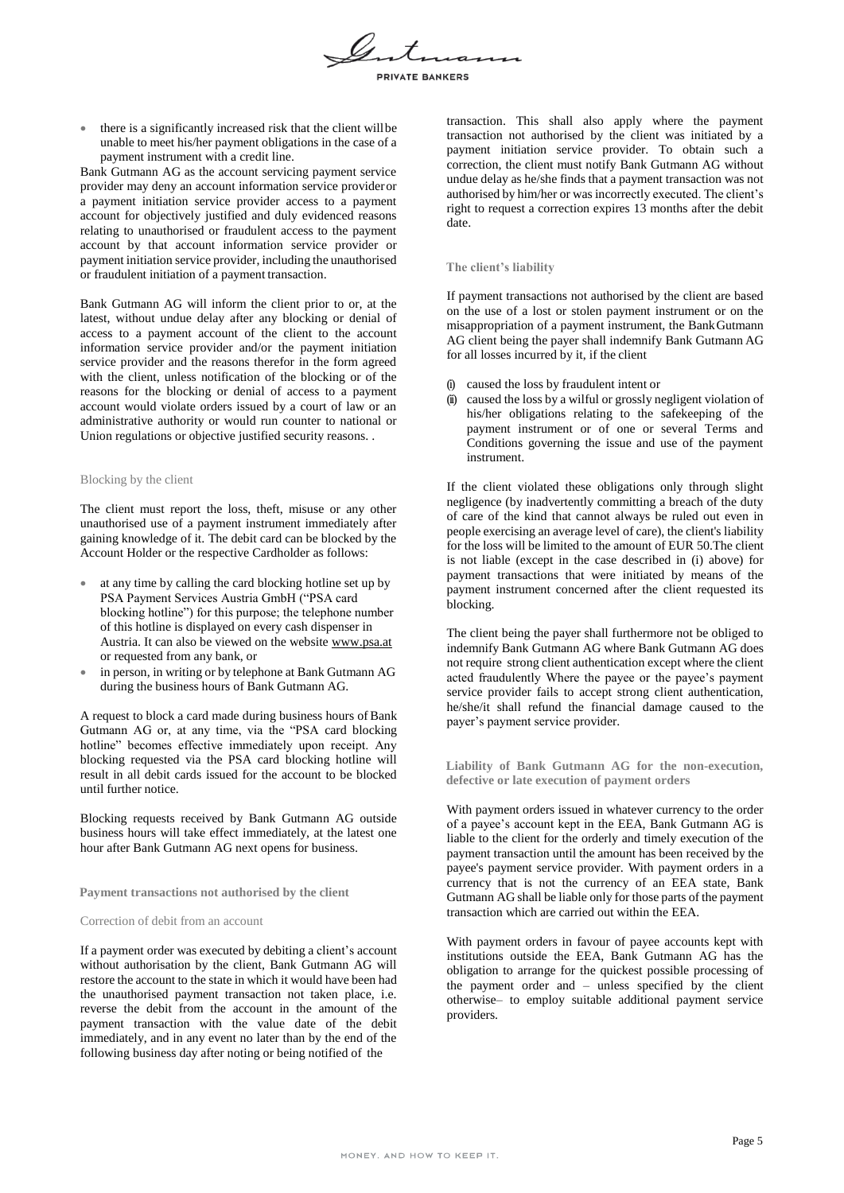- there is a significantly increased risk that the client will be unable to meet his/her payment obligations in the case of a payment instrument with a credit line.

Bank Gutmann AG as the account servicing payment service provider may deny an account information service provider or a payment initiation service provider access to a payment account for objectively justified and duly evidenced reasons relating to unauthorised or fraudulent access to the payment account by that account information service provider or payment initiation service provider, including the unauthorised or fraudulent initiation of a payment transaction.

Bank Gutmann AG will inform the client prior to or, at the latest, without undue delay after any blocking or denial of access to a payment account of the client to the account information service provider and/or the payment initiation service provider and the reasons therefor in the form agreed with the client, unless notification of the blocking or of the reasons for the blocking or denial of access to a payment account would violate orders issued by a court of law or an administrative authority or would run counter to national or Union regulations or objective justified security reasons. .

#### Blocking by the client

The client must report the loss, theft, misuse or any other unauthorised use of a payment instrument immediately after gaining knowledge of it. The debit card can be blocked by the Account Holder or the respective Cardholder as follows:

- at any time by calling the card blocking hotline set up by PSA Payment Services Austria GmbH ("PSA card blocking hotline") for this purpose; the telephone number of this hotline is displayed on every cash dispenser in Austria. It can also be viewed on the website www.psa.at or requested from any bank, or
- in person, in writing or by telephone at Bank Gutmann AG during the business hours of Bank Gutmann AG.

A request to block a card made during business hours of Bank Gutmann AG or, at any time, via the "PSA card blocking hotline" becomes effective immediately upon receipt. Any blocking requested via the PSA card blocking hotline will result in all debit cards issued for the account to be blocked until further notice.

Blocking requests received by Bank Gutmann AG outside business hours will take effect immediately, at the latest one hour after Bank Gutmann AG next opens for business.

### Payment transactions not authorised by the client

#### Correction of debit from an account

If a payment order was executed by debiting a client's account without authorisation by the client, Bank Gutmann AG will restore the account to the state in which it would have been had the unauthorised payment transaction not taken place, i.e. reverse the debit from the account in the amount of the payment transaction with the value date of the debit immediately, and in any event no later than by the end of the following business day after noting or being notified of the transaction. This shall also apply where the payment transaction not authorised by the client was initiated by a payment initiation service provider. To obtain such a correction, the client must notify Bank Gutmann AG without undue delay as he/she finds that a payment transaction was not authorised by him/her or was incorrectly executed. The client's right to request a correction expires 13 months after the debit date.

### The client's liability

If payment transactions not authorised by the client are based on the use of a lost or stolen payment instrument or on the misappropriation of a payment instrument, the Bank Gutmann AG client being the payer shall indemnify Bank Gutmann AG for all losses incurred by it, if the client

(i) caused the loss by fraudulent intent or
(ii) caused the loss by a wilful or grossly negligent violation of his/her obligations relating to the safekeeping of the payment instrument or of one or several Terms and Conditions governing the issue and use of the payment instrument.

If the client violated these obligations only through slight negligence (by inadvertently committing a breach of the duty of care of the kind that cannot always be ruled out even in people exercising an average level of care), the client's liability for the loss will be limited to the amount of EUR 50.The client is not liable (except in the case described in (i) above) for payment transactions that were initiated by means of the payment instrument concerned after the client requested its blocking.

The client being the payer shall furthermore not be obliged to indemnify Bank Gutmann AG where Bank Gutmann AG does not require strong client authentication except where the client acted fraudulently Where the payee or the payee's payment service provider fails to accept strong client authentication, he/she/it shall refund the financial damage caused to the payer's payment service provider.

### Liability of Bank Gutmann AG for the non-execution, defective or late execution of payment orders

With payment orders issued in whatever currency to the order of a payee's account kept in the EEA, Bank Gutmann AG is liable to the client for the orderly and timely execution of the payment transaction until the amount has been received by the payee's payment service provider. With payment orders in a currency that is not the currency of an EEA state, Bank Gutmann AG shall be liable only for those parts of the payment transaction which are carried out within the EEA.

With payment orders in favour of payee accounts kept with institutions outside the EEA, Bank Gutmann AG has the obligation to arrange for the quickest possible processing of the payment order and – unless specified by the client otherwise– to employ suitable additional payment service providers.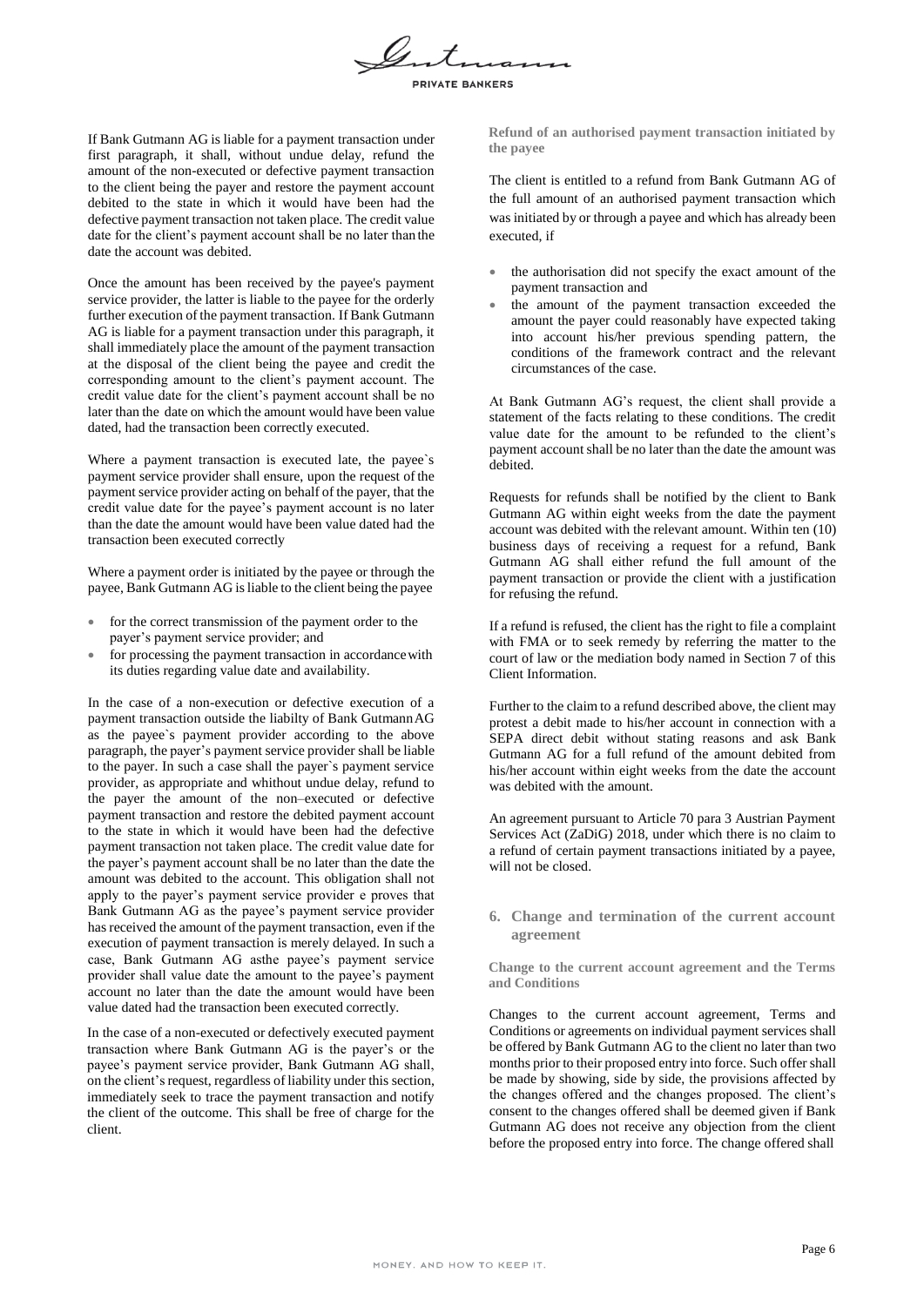If Bank Gutmann AG is liable for a payment transaction under first paragraph, it shall, without undue delay, refund the amount of the non-executed or defective payment transaction to the client being the payer and restore the payment account debited to the state in which it would have been had the defective payment transaction not taken place. The credit value date for the client's payment account shall be no later than the date the account was debited.

Once the amount has been received by the payee's payment service provider, the latter is liable to the payee for the orderly further execution of the payment transaction. If Bank Gutmann AG is liable for a payment transaction under this paragraph, it shall immediately place the amount of the payment transaction at the disposal of the client being the payee and credit the corresponding amount to the client's payment account. The credit value date for the client's payment account shall be no later than the date on which the amount would have been value dated, had the transaction been correctly executed.

Where a payment transaction is executed late, the payee`s payment service provider shall ensure, upon the request of the payment service provider acting on behalf of the payer, that the credit value date for the payee's payment account is no later than the date the amount would have been value dated had the transaction been executed correctly

Where a payment order is initiated by the payee or through the payee, Bank Gutmann AG is liable to the client being the payee

- for the correct transmission of the payment order to the payer's payment service provider; and
- for processing the payment transaction in accordance with its duties regarding value date and availability.

In the case of a non-execution or defective execution of a payment transaction outside the liabilty of Bank Gutmann AG as the payee`s payment provider according to the above paragraph, the payer's payment service provider shall be liable to the payer. In such a case shall the payer`s payment service provider, as appropriate and whithout undue delay, refund to the payer the amount of the non–executed or defective payment transaction and restore the debited payment account to the state in which it would have been had the defective payment transaction not taken place. The credit value date for the payer's payment account shall be no later than the date the amount was debited to the account. This obligation shall not apply to the payer's payment service provider e proves that Bank Gutmann AG as the payee's payment service provider has received the amount of the payment transaction, even if the execution of payment transaction is merely delayed. In such a case, Bank Gutmann AG asthe payee's payment service provider shall value date the amount to the payee's payment account no later than the date the amount would have been value dated had the transaction been executed correctly.

In the case of a non-executed or defectively executed payment transaction where Bank Gutmann AG is the payer's or the payee's payment service provider, Bank Gutmann AG shall, on the client's request, regardless of liability under this section, immediately seek to trace the payment transaction and notify the client of the outcome. This shall be free of charge for the client.

**Refund of an authorised payment transaction initiated by the payee**

The client is entitled to a refund from Bank Gutmann AG of the full amount of an authorised payment transaction which was initiated by or through a payee and which has already been executed, if

- the authorisation did not specify the exact amount of the payment transaction and
- the amount of the payment transaction exceeded the amount the payer could reasonably have expected taking into account his/her previous spending pattern, the conditions of the framework contract and the relevant circumstances of the case.

At Bank Gutmann AG's request, the client shall provide a statement of the facts relating to these conditions. The credit value date for the amount to be refunded to the client's payment account shall be no later than the date the amount was debited.

Requests for refunds shall be notified by the client to Bank Gutmann AG within eight weeks from the date the payment account was debited with the relevant amount. Within ten (10) business days of receiving a request for a refund, Bank Gutmann AG shall either refund the full amount of the payment transaction or provide the client with a justification for refusing the refund.

If a refund is refused, the client has the right to file a complaint with FMA or to seek remedy by referring the matter to the court of law or the mediation body named in Section 7 of this Client Information.

Further to the claim to a refund described above, the client may protest a debit made to his/her account in connection with a SEPA direct debit without stating reasons and ask Bank Gutmann AG for a full refund of the amount debited from his/her account within eight weeks from the date the account was debited with the amount.

An agreement pursuant to Article 70 para 3 Austrian Payment Services Act (ZaDiG) 2018, under which there is no claim to a refund of certain payment transactions initiated by a payee, will not be closed.

## 6. Change and termination of the current account agreement

**Change to the current account agreement and the Terms and Conditions**

Changes to the current account agreement, Terms and Conditions or agreements on individual payment services shall be offered by Bank Gutmann AG to the client no later than two months prior to their proposed entry into force. Such offer shall be made by showing, side by side, the provisions affected by the changes offered and the changes proposed. The client's consent to the changes offered shall be deemed given if Bank Gutmann AG does not receive any objection from the client before the proposed entry into force. The change offered shall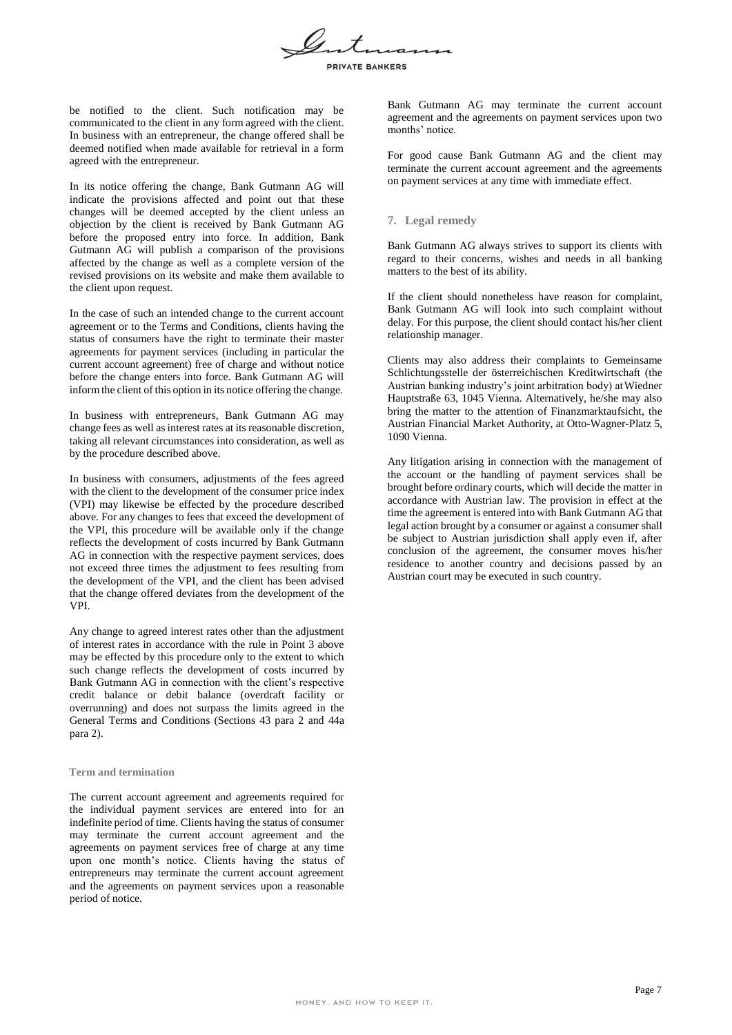be notified to the client. Such notification may be communicated to the client in any form agreed with the client. In business with an entrepreneur, the change offered shall be deemed notified when made available for retrieval in a form agreed with the entrepreneur.

In its notice offering the change, Bank Gutmann AG will indicate the provisions affected and point out that these changes will be deemed accepted by the client unless an objection by the client is received by Bank Gutmann AG before the proposed entry into force. In addition, Bank Gutmann AG will publish a comparison of the provisions affected by the change as well as a complete version of the revised provisions on its website and make them available to the client upon request.

In the case of such an intended change to the current account agreement or to the Terms and Conditions, clients having the status of consumers have the right to terminate their master agreements for payment services (including in particular the current account agreement) free of charge and without notice before the change enters into force. Bank Gutmann AG will inform the client of this option in its notice offering the change.

In business with entrepreneurs, Bank Gutmann AG may change fees as well as interest rates at its reasonable discretion, taking all relevant circumstances into consideration, as well as by the procedure described above.

In business with consumers, adjustments of the fees agreed with the client to the development of the consumer price index (VPI) may likewise be effected by the procedure described above. For any changes to fees that exceed the development of the VPI, this procedure will be available only if the change reflects the development of costs incurred by Bank Gutmann AG in connection with the respective payment services, does not exceed three times the adjustment to fees resulting from the development of the VPI, and the client has been advised that the change offered deviates from the development of the VPI.

Any change to agreed interest rates other than the adjustment of interest rates in accordance with the rule in Point 3 above may be effected by this procedure only to the extent to which such change reflects the development of costs incurred by Bank Gutmann AG in connection with the client's respective credit balance or debit balance (overdraft facility or overrunning) and does not surpass the limits agreed in the General Terms and Conditions (Sections 43 para 2 and 44a para 2).

### Term and termination

The current account agreement and agreements required for the individual payment services are entered into for an indefinite period of time. Clients having the status of consumer may terminate the current account agreement and the agreements on payment services free of charge at any time upon one month's notice. Clients having the status of entrepreneurs may terminate the current account agreement and the agreements on payment services upon a reasonable period of notice.

Bank Gutmann AG may terminate the current account agreement and the agreements on payment services upon two months' notice.

For good cause Bank Gutmann AG and the client may terminate the current account agreement and the agreements on payment services at any time with immediate effect.

## 7. Legal remedy

Bank Gutmann AG always strives to support its clients with regard to their concerns, wishes and needs in all banking matters to the best of its ability.

If the client should nonetheless have reason for complaint, Bank Gutmann AG will look into such complaint without delay. For this purpose, the client should contact his/her client relationship manager.

Clients may also address their complaints to Gemeinsame Schlichtungsstelle der österreichischen Kreditwirtschaft (the Austrian banking industry's joint arbitration body) at Wiedner Hauptstraße 63, 1045 Vienna. Alternatively, he/she may also bring the matter to the attention of Finanzmarktaufsicht, the Austrian Financial Market Authority, at Otto-Wagner-Platz 5, 1090 Vienna.

Any litigation arising in connection with the management of the account or the handling of payment services shall be brought before ordinary courts, which will decide the matter in accordance with Austrian law. The provision in effect at the time the agreement is entered into with Bank Gutmann AG that legal action brought by a consumer or against a consumer shall be subject to Austrian jurisdiction shall apply even if, after conclusion of the agreement, the consumer moves his/her residence to another country and decisions passed by an Austrian court may be executed in such country.